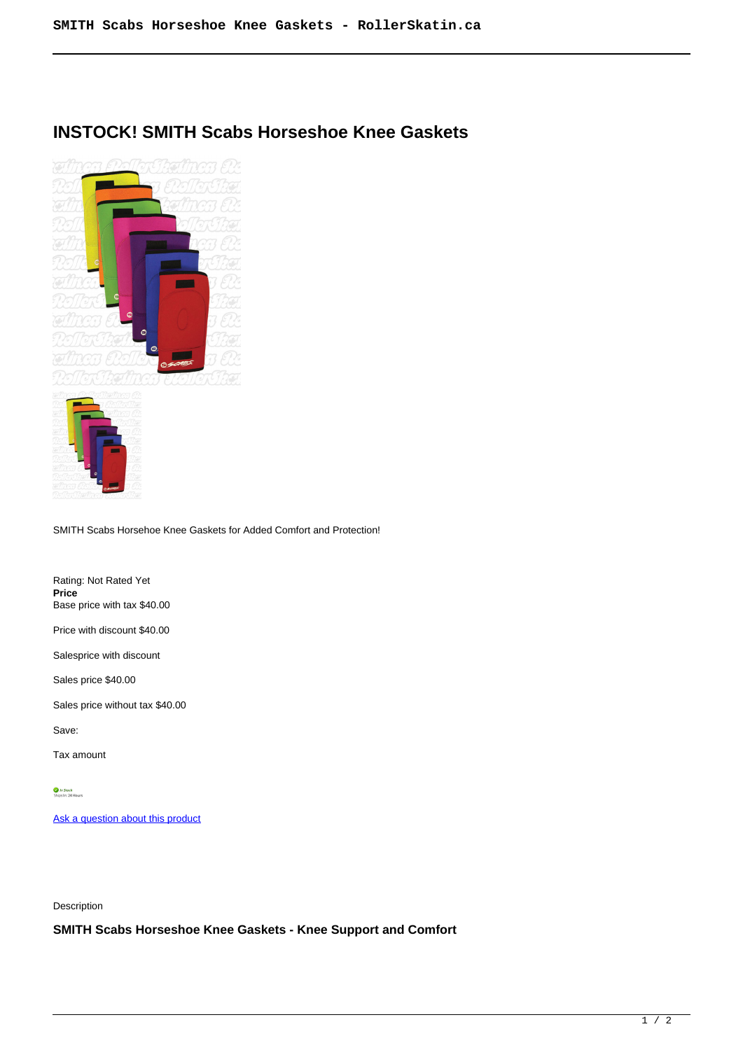# INSTOCK! SMITH Scabs Horseshoe Knee Gaskets

SMITH Scabs Horsehoe Knee Gaskets for Added Comfort and Protection!

Rating: Not Rated Yet
**Price**
Base price with tax $40.00

Price with discount $40.00

Salesprice with discount

Sales price $40.00

Sales price without tax $40.00

Save:

Tax amount

[Ask a question about this product]()

Description

### SMITH Scabs Horseshoe Knee Gaskets - Knee Support and Comfort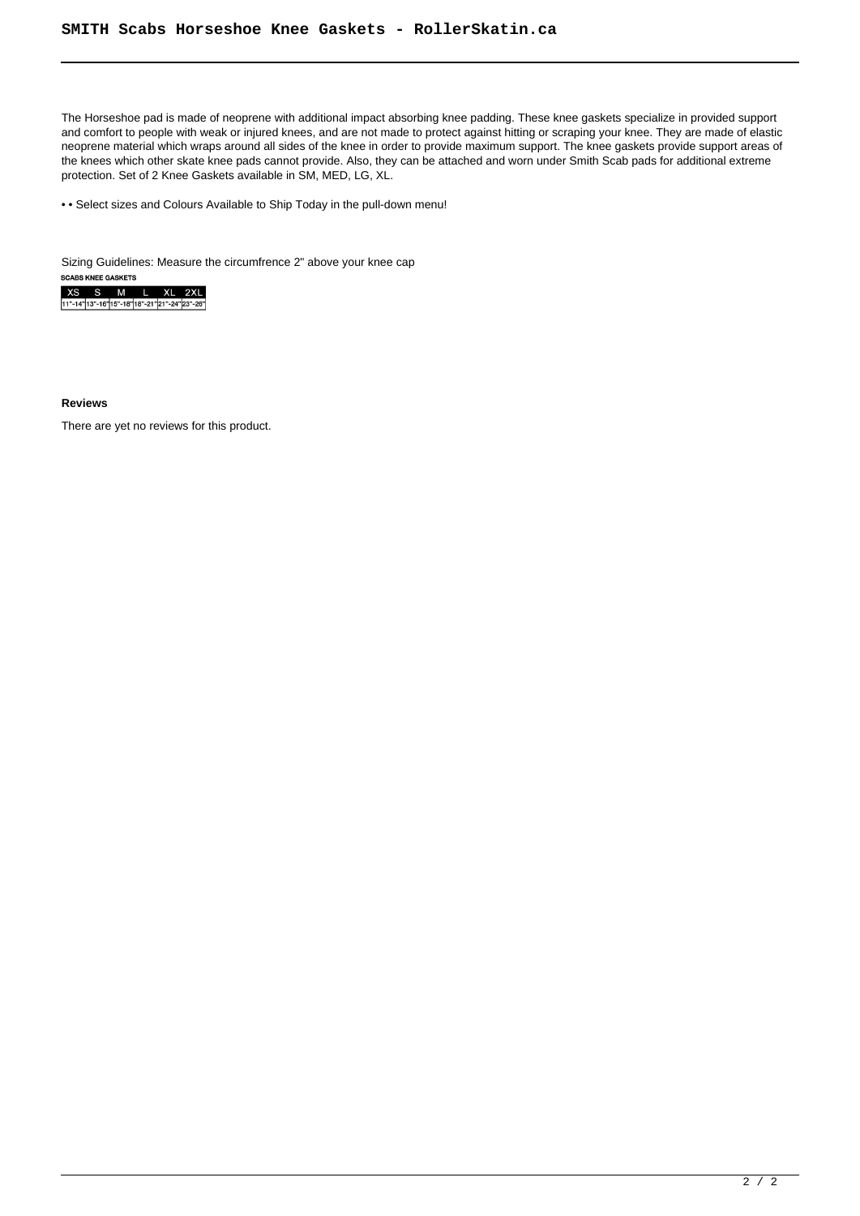The Horseshoe pad is made of neoprene with additional impact absorbing knee padding. These knee gaskets specialize in provided support and comfort to people with weak or injured knees, and are not made to protect against hitting or scraping your knee. They are made of elastic neoprene material which wraps around all sides of the knee in order to provide maximum support. The knee gaskets provide support areas of the knees which other skate knee pads cannot provide. Also, they can be attached and worn under Smith Scab pads for additional extreme protection. Set of 2 Knee Gaskets available in SM, MED, LG, XL.

• • Select sizes and Colours Available to Ship Today in the pull-down menu!

Sizing Guidelines: Measure the circumfrence 2" above your knee cap

SCABS KNEE GASKETS

| XS | S | M | L | XL | 2XL |
|---|---|---|---|---|---|
| 11"-14" | 13"-16" | 15"-18" | 18"-21" | 21"-24" | 23"-26" |

**Reviews**

There are yet no reviews for this product.